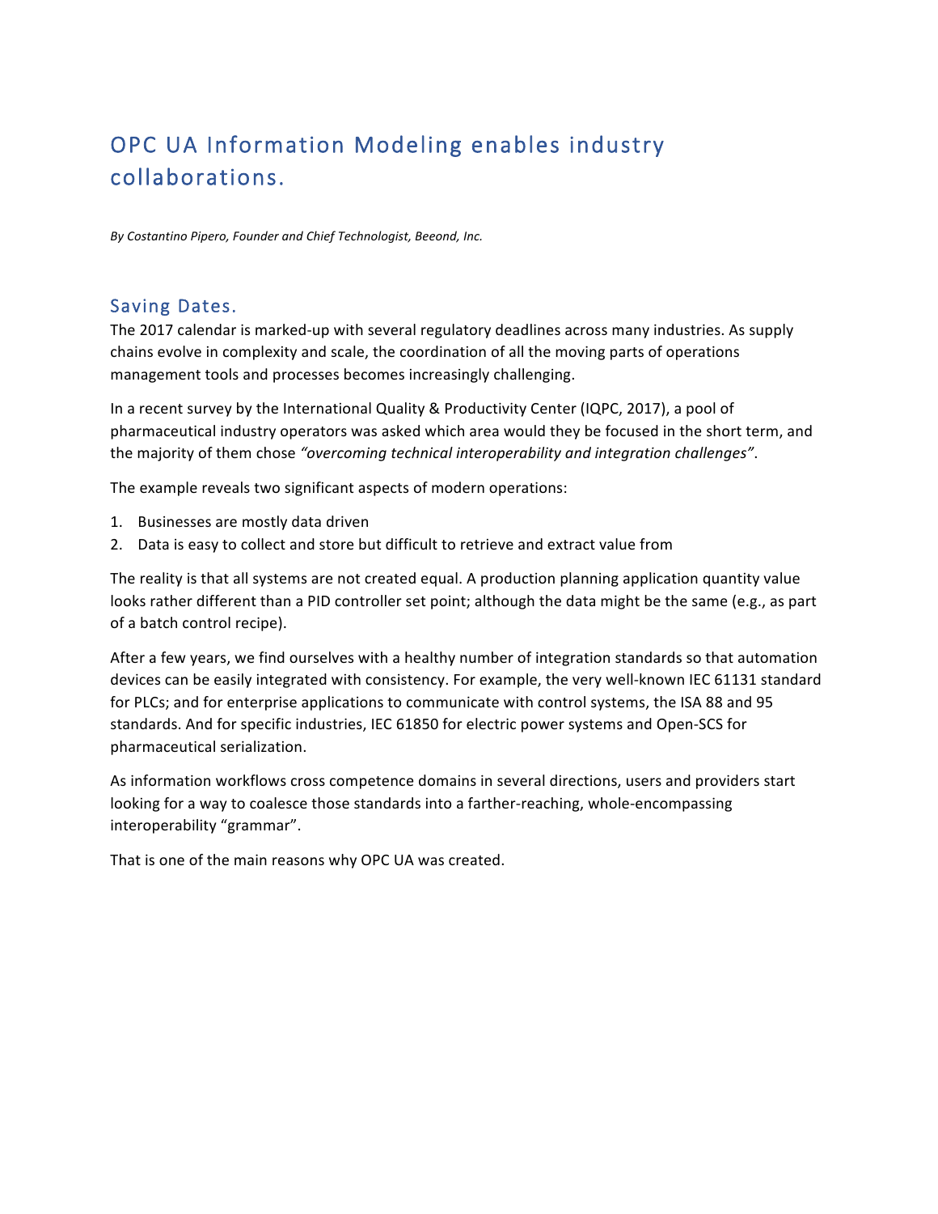# OPC UA Information Modeling enables industry collaborations.

*By Costantino Pipero, Founder and Chief Technologist, Beeond, Inc.*

## Saving Dates.

The 2017 calendar is marked-up with several regulatory deadlines across many industries. As supply chains evolve in complexity and scale, the coordination of all the moving parts of operations management tools and processes becomes increasingly challenging.

In a recent survey by the International Quality & Productivity Center (IQPC, 2017), a pool of pharmaceutical industry operators was asked which area would they be focused in the short term, and the majority of them chose *"overcoming technical interoperability and integration challenges"*.

The example reveals two significant aspects of modern operations:

1. Businesses are mostly data driven
2. Data is easy to collect and store but difficult to retrieve and extract value from

The reality is that all systems are not created equal. A production planning application quantity value looks rather different than a PID controller set point; although the data might be the same (e.g., as part of a batch control recipe).

After a few years, we find ourselves with a healthy number of integration standards so that automation devices can be easily integrated with consistency. For example, the very well-known IEC 61131 standard for PLCs; and for enterprise applications to communicate with control systems, the ISA 88 and 95 standards. And for specific industries, IEC 61850 for electric power systems and Open-SCS for pharmaceutical serialization.

As information workflows cross competence domains in several directions, users and providers start looking for a way to coalesce those standards into a farther-reaching, whole-encompassing interoperability "grammar".

That is one of the main reasons why OPC UA was created.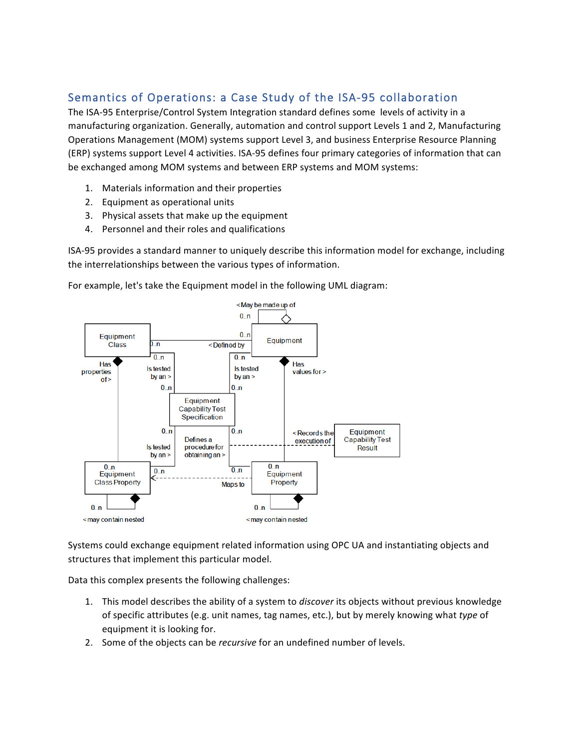## Semantics of Operations: a Case Study of the ISA-95 collaboration

The ISA-95 Enterprise/Control System Integration standard defines some levels of activity in a manufacturing organization. Generally, automation and control support Levels 1 and 2, Manufacturing Operations Management (MOM) systems support Level 3, and business Enterprise Resource Planning (ERP) systems support Level 4 activities. ISA-95 defines four primary categories of information that can be exchanged among MOM systems and between ERP systems and MOM systems:

1. Materials information and their properties
2. Equipment as operational units
3. Physical assets that make up the equipment
4. Personnel and their roles and qualifications

ISA-95 provides a standard manner to uniquely describe this information model for exchange, including the interrelationships between the various types of information.

For example, let's take the Equipment model in the following UML diagram:

Systems could exchange equipment related information using OPC UA and instantiating objects and structures that implement this particular model.

Data this complex presents the following challenges:

1. This model describes the ability of a system to *discover* its objects without previous knowledge of specific attributes (e.g. unit names, tag names, etc.), but by merely knowing what *type* of equipment it is looking for.
2. Some of the objects can be *recursive* for an undefined number of levels.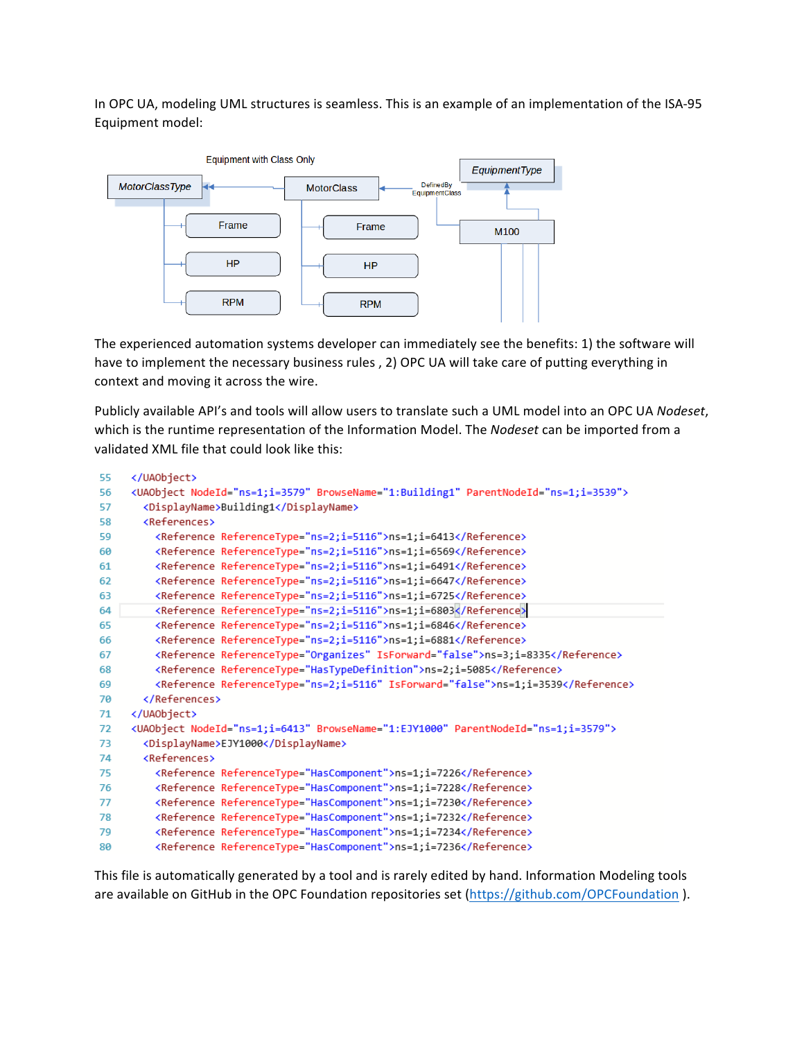In OPC UA, modeling UML structures is seamless. This is an example of an implementation of the ISA-95 Equipment model:

The experienced automation systems developer can immediately see the benefits: 1) the software will have to implement the necessary business rules , 2) OPC UA will take care of putting everything in context and moving it across the wire.

Publicly available API's and tools will allow users to translate such a UML model into an OPC UA *Nodeset*, which is the runtime representation of the Information Model. The *Nodeset* can be imported from a validated XML file that could look like this:

```
55  </UAObject>
56  <UAObject NodeId="ns=1;i=3579" BrowseName="1:Building1" ParentNodeId="ns=1;i=3539">
57    <DisplayName>Building1</DisplayName>
58    <References>
59      <Reference ReferenceType="ns=2;i=5116">ns=1;i=6413</Reference>
60      <Reference ReferenceType="ns=2;i=5116">ns=1;i=6569</Reference>
61      <Reference ReferenceType="ns=2;i=5116">ns=1;i=6491</Reference>
62      <Reference ReferenceType="ns=2;i=5116">ns=1;i=6647</Reference>
63      <Reference ReferenceType="ns=2;i=5116">ns=1;i=6725</Reference>
64      <Reference ReferenceType="ns=2;i=5116">ns=1;i=6803</Reference>
65      <Reference ReferenceType="ns=2;i=5116">ns=1;i=6846</Reference>
66      <Reference ReferenceType="ns=2;i=5116">ns=1;i=6881</Reference>
67      <Reference ReferenceType="Organizes" IsForward="false">ns=3;i=8335</Reference>
68      <Reference ReferenceType="HasTypeDefinition">ns=2;i=5085</Reference>
69      <Reference ReferenceType="ns=2;i=5116" IsForward="false">ns=1;i=3539</Reference>
70    </References>
71  </UAObject>
72  <UAObject NodeId="ns=1;i=6413" BrowseName="1:EJY1000" ParentNodeId="ns=1;i=3579">
73    <DisplayName>EJY1000</DisplayName>
74    <References>
75      <Reference ReferenceType="HasComponent">ns=1;i=7226</Reference>
76      <Reference ReferenceType="HasComponent">ns=1;i=7228</Reference>
77      <Reference ReferenceType="HasComponent">ns=1;i=7230</Reference>
78      <Reference ReferenceType="HasComponent">ns=1;i=7232</Reference>
79      <Reference ReferenceType="HasComponent">ns=1;i=7234</Reference>
80      <Reference ReferenceType="HasComponent">ns=1;i=7236</Reference>
```

This file is automatically generated by a tool and is rarely edited by hand. Information Modeling tools are available on GitHub in the OPC Foundation repositories set (https://github.com/OPCFoundation ).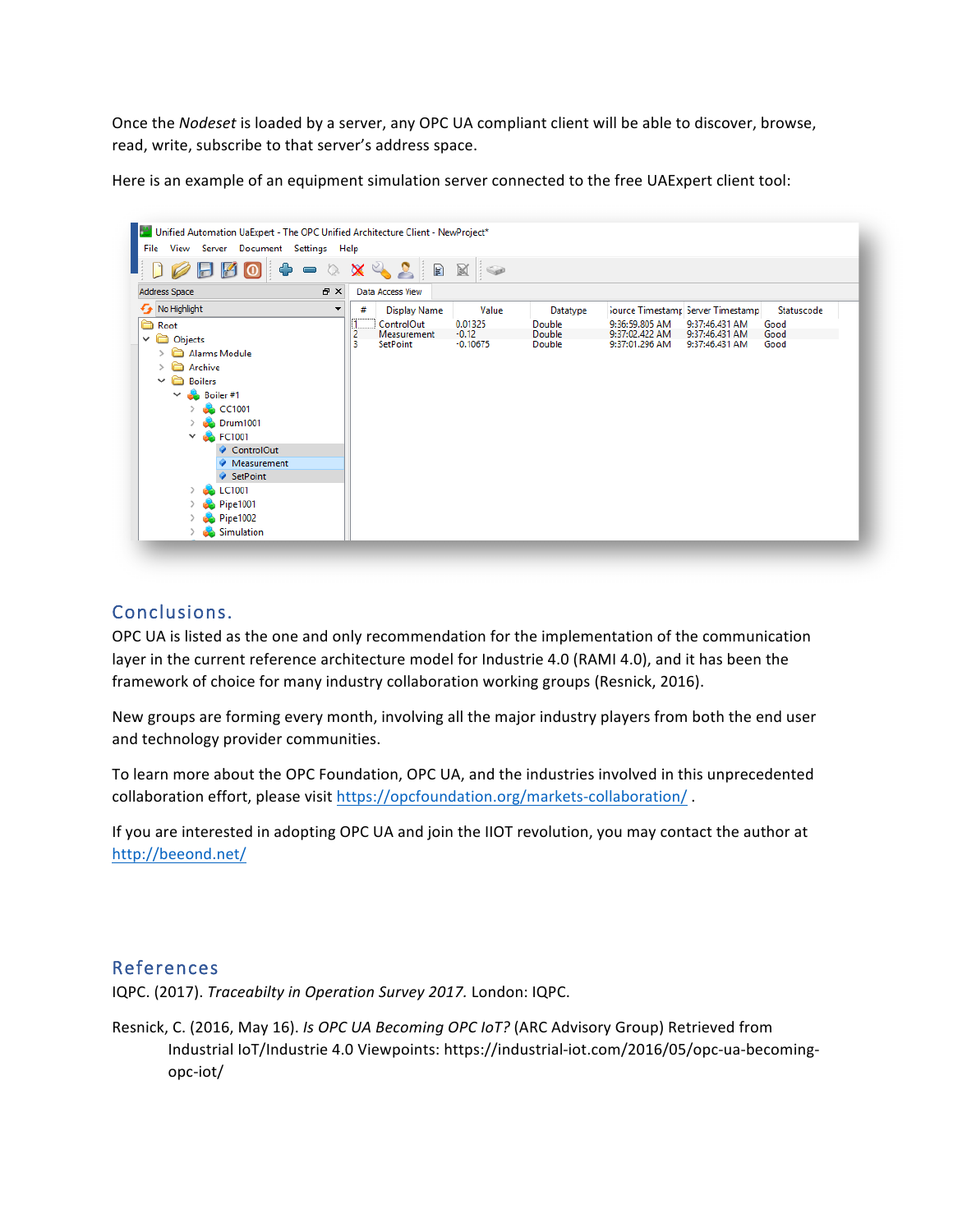Once the *Nodeset* is loaded by a server, any OPC UA compliant client will be able to discover, browse, read, write, subscribe to that server's address space.

Here is an example of an equipment simulation server connected to the free UAExpert client tool:

## Conclusions.

OPC UA is listed as the one and only recommendation for the implementation of the communication layer in the current reference architecture model for Industrie 4.0 (RAMI 4.0), and it has been the framework of choice for many industry collaboration working groups (Resnick, 2016).

New groups are forming every month, involving all the major industry players from both the end user and technology provider communities.

To learn more about the OPC Foundation, OPC UA, and the industries involved in this unprecedented collaboration effort, please visit https://opcfoundation.org/markets-collaboration/ .

If you are interested in adopting OPC UA and join the IIOT revolution, you may contact the author at http://beeond.net/

## References

IQPC. (2017). *Traceabilty in Operation Survey 2017.* London: IQPC.

Resnick, C. (2016, May 16). *Is OPC UA Becoming OPC IoT?* (ARC Advisory Group) Retrieved from Industrial IoT/Industrie 4.0 Viewpoints: https://industrial-iot.com/2016/05/opc-ua-becoming-opc-iot/